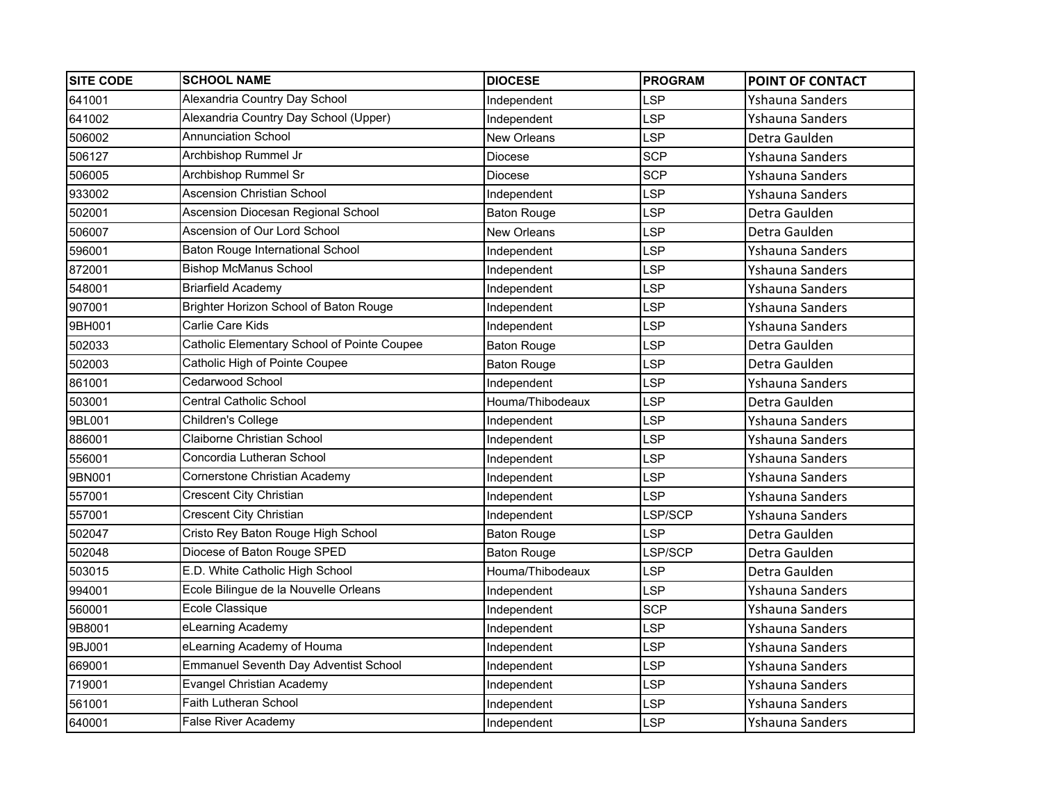| SITE CODE | SCHOOL NAME | DIOCESE | PROGRAM | POINT OF CONTACT |
|---|---|---|---|---|
| 641001 | Alexandria Country Day School | Independent | LSP | Yshauna Sanders |
| 641002 | Alexandria Country Day School (Upper) | Independent | LSP | Yshauna Sanders |
| 506002 | Annunciation School | New Orleans | LSP | Detra Gaulden |
| 506127 | Archbishop Rummel Jr | Diocese | SCP | Yshauna Sanders |
| 506005 | Archbishop Rummel Sr | Diocese | SCP | Yshauna Sanders |
| 933002 | Ascension Christian School | Independent | LSP | Yshauna Sanders |
| 502001 | Ascension Diocesan Regional School | Baton Rouge | LSP | Detra Gaulden |
| 506007 | Ascension of Our Lord School | New Orleans | LSP | Detra Gaulden |
| 596001 | Baton Rouge International School | Independent | LSP | Yshauna Sanders |
| 872001 | Bishop McManus School | Independent | LSP | Yshauna Sanders |
| 548001 | Briarfield Academy | Independent | LSP | Yshauna Sanders |
| 907001 | Brighter Horizon School of Baton Rouge | Independent | LSP | Yshauna Sanders |
| 9BH001 | Carlie Care Kids | Independent | LSP | Yshauna Sanders |
| 502033 | Catholic Elementary School of Pointe Coupee | Baton Rouge | LSP | Detra Gaulden |
| 502003 | Catholic High of Pointe Coupee | Baton Rouge | LSP | Detra Gaulden |
| 861001 | Cedarwood School | Independent | LSP | Yshauna Sanders |
| 503001 | Central Catholic School | Houma/Thibodeaux | LSP | Detra Gaulden |
| 9BL001 | Children's College | Independent | LSP | Yshauna Sanders |
| 886001 | Claiborne Christian School | Independent | LSP | Yshauna Sanders |
| 556001 | Concordia Lutheran School | Independent | LSP | Yshauna Sanders |
| 9BN001 | Cornerstone Christian Academy | Independent | LSP | Yshauna Sanders |
| 557001 | Crescent City Christian | Independent | LSP | Yshauna Sanders |
| 557001 | Crescent City Christian | Independent | LSP/SCP | Yshauna Sanders |
| 502047 | Cristo Rey Baton Rouge High School | Baton Rouge | LSP | Detra Gaulden |
| 502048 | Diocese of Baton Rouge SPED | Baton Rouge | LSP/SCP | Detra Gaulden |
| 503015 | E.D. White Catholic High School | Houma/Thibodeaux | LSP | Detra Gaulden |
| 994001 | Ecole Bilingue de la Nouvelle Orleans | Independent | LSP | Yshauna Sanders |
| 560001 | Ecole Classique | Independent | SCP | Yshauna Sanders |
| 9B8001 | eLearning Academy | Independent | LSP | Yshauna Sanders |
| 9BJ001 | eLearning Academy of Houma | Independent | LSP | Yshauna Sanders |
| 669001 | Emmanuel Seventh Day Adventist School | Independent | LSP | Yshauna Sanders |
| 719001 | Evangel Christian Academy | Independent | LSP | Yshauna Sanders |
| 561001 | Faith Lutheran School | Independent | LSP | Yshauna Sanders |
| 640001 | False River Academy | Independent | LSP | Yshauna Sanders |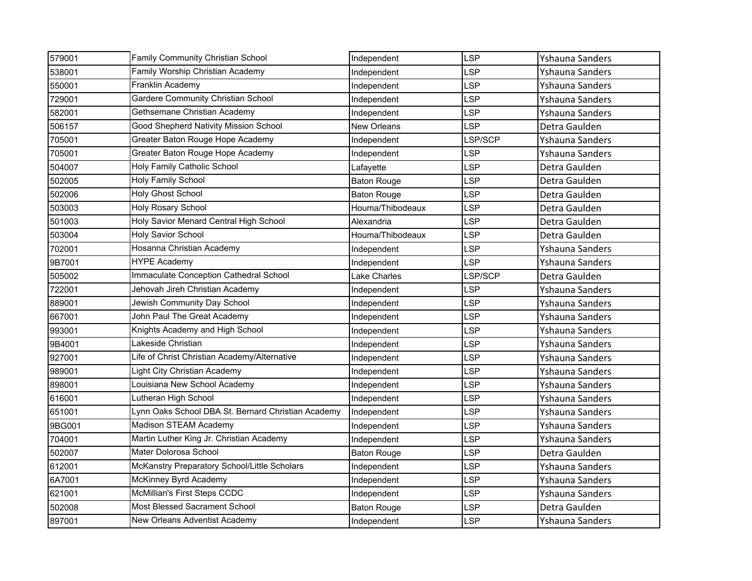| | | | | |
|---|---|---|---|---|
| 579001 | Family Community Christian School | Independent | LSP | Yshauna Sanders |
| 538001 | Family Worship Christian Academy | Independent | LSP | Yshauna Sanders |
| 550001 | Franklin Academy | Independent | LSP | Yshauna Sanders |
| 729001 | Gardere Community Christian School | Independent | LSP | Yshauna Sanders |
| 582001 | Gethsemane Christian Academy | Independent | LSP | Yshauna Sanders |
| 506157 | Good Shepherd Nativity Mission School | New Orleans | LSP | Detra Gaulden |
| 705001 | Greater Baton Rouge Hope Academy | Independent | LSP/SCP | Yshauna Sanders |
| 705001 | Greater Baton Rouge Hope Academy | Independent | LSP | Yshauna Sanders |
| 504007 | Holy Family Catholic School | Lafayette | LSP | Detra Gaulden |
| 502005 | Holy Family School | Baton Rouge | LSP | Detra Gaulden |
| 502006 | Holy Ghost School | Baton Rouge | LSP | Detra Gaulden |
| 503003 | Holy Rosary School | Houma/Thibodeaux | LSP | Detra Gaulden |
| 501003 | Holy Savior Menard Central High School | Alexandria | LSP | Detra Gaulden |
| 503004 | Holy Savior School | Houma/Thibodeaux | LSP | Detra Gaulden |
| 702001 | Hosanna Christian Academy | Independent | LSP | Yshauna Sanders |
| 9B7001 | HYPE Academy | Independent | LSP | Yshauna Sanders |
| 505002 | Immaculate Conception Cathedral School | Lake Charles | LSP/SCP | Detra Gaulden |
| 722001 | Jehovah Jireh Christian Academy | Independent | LSP | Yshauna Sanders |
| 889001 | Jewish Community Day School | Independent | LSP | Yshauna Sanders |
| 667001 | John Paul The Great Academy | Independent | LSP | Yshauna Sanders |
| 993001 | Knights Academy and High School | Independent | LSP | Yshauna Sanders |
| 9B4001 | Lakeside Christian | Independent | LSP | Yshauna Sanders |
| 927001 | Life of Christ Christian Academy/Alternative | Independent | LSP | Yshauna Sanders |
| 989001 | Light City Christian Academy | Independent | LSP | Yshauna Sanders |
| 898001 | Louisiana New School Academy | Independent | LSP | Yshauna Sanders |
| 616001 | Lutheran High School | Independent | LSP | Yshauna Sanders |
| 651001 | Lynn Oaks School DBA St. Bernard Christian Academy | Independent | LSP | Yshauna Sanders |
| 9BG001 | Madison STEAM Academy | Independent | LSP | Yshauna Sanders |
| 704001 | Martin Luther King Jr. Christian Academy | Independent | LSP | Yshauna Sanders |
| 502007 | Mater Dolorosa School | Baton Rouge | LSP | Detra Gaulden |
| 612001 | McKanstry Preparatory School/Little Scholars | Independent | LSP | Yshauna Sanders |
| 6A7001 | McKinney Byrd Academy | Independent | LSP | Yshauna Sanders |
| 621001 | McMillian's First Steps CCDC | Independent | LSP | Yshauna Sanders |
| 502008 | Most Blessed Sacrament School | Baton Rouge | LSP | Detra Gaulden |
| 897001 | New Orleans Adventist Academy | Independent | LSP | Yshauna Sanders |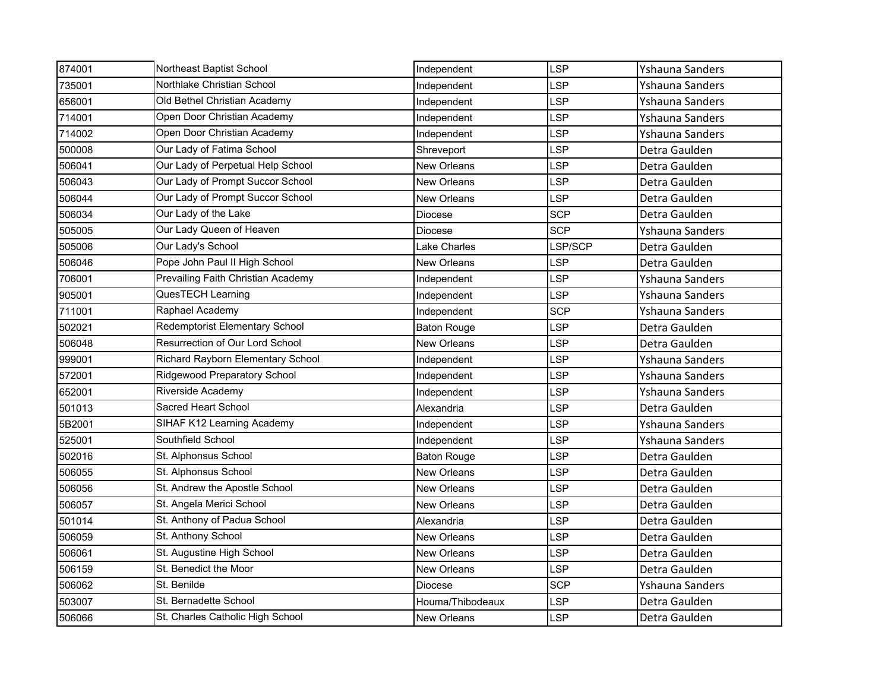| | | | | |
|---|---|---|---|---|
| 874001 | Northeast Baptist School | Independent | LSP | Yshauna Sanders |
| 735001 | Northlake Christian School | Independent | LSP | Yshauna Sanders |
| 656001 | Old Bethel Christian Academy | Independent | LSP | Yshauna Sanders |
| 714001 | Open Door Christian Academy | Independent | LSP | Yshauna Sanders |
| 714002 | Open Door Christian Academy | Independent | LSP | Yshauna Sanders |
| 500008 | Our Lady of Fatima School | Shreveport | LSP | Detra Gaulden |
| 506041 | Our Lady of Perpetual Help School | New Orleans | LSP | Detra Gaulden |
| 506043 | Our Lady of Prompt Succor School | New Orleans | LSP | Detra Gaulden |
| 506044 | Our Lady of Prompt Succor School | New Orleans | LSP | Detra Gaulden |
| 506034 | Our Lady of the Lake | Diocese | SCP | Detra Gaulden |
| 505005 | Our Lady Queen of Heaven | Diocese | SCP | Yshauna Sanders |
| 505006 | Our Lady's School | Lake Charles | LSP/SCP | Detra Gaulden |
| 506046 | Pope John Paul II High School | New Orleans | LSP | Detra Gaulden |
| 706001 | Prevailing Faith Christian Academy | Independent | LSP | Yshauna Sanders |
| 905001 | QuesTECH Learning | Independent | LSP | Yshauna Sanders |
| 711001 | Raphael Academy | Independent | SCP | Yshauna Sanders |
| 502021 | Redemptorist Elementary School | Baton Rouge | LSP | Detra Gaulden |
| 506048 | Resurrection of Our Lord School | New Orleans | LSP | Detra Gaulden |
| 999001 | Richard Rayborn Elementary School | Independent | LSP | Yshauna Sanders |
| 572001 | Ridgewood Preparatory School | Independent | LSP | Yshauna Sanders |
| 652001 | Riverside Academy | Independent | LSP | Yshauna Sanders |
| 501013 | Sacred Heart School | Alexandria | LSP | Detra Gaulden |
| 5B2001 | SIHAF K12 Learning Academy | Independent | LSP | Yshauna Sanders |
| 525001 | Southfield School | Independent | LSP | Yshauna Sanders |
| 502016 | St. Alphonsus School | Baton Rouge | LSP | Detra Gaulden |
| 506055 | St. Alphonsus School | New Orleans | LSP | Detra Gaulden |
| 506056 | St. Andrew the Apostle School | New Orleans | LSP | Detra Gaulden |
| 506057 | St. Angela Merici School | New Orleans | LSP | Detra Gaulden |
| 501014 | St. Anthony of Padua School | Alexandria | LSP | Detra Gaulden |
| 506059 | St. Anthony School | New Orleans | LSP | Detra Gaulden |
| 506061 | St. Augustine High School | New Orleans | LSP | Detra Gaulden |
| 506159 | St. Benedict the Moor | New Orleans | LSP | Detra Gaulden |
| 506062 | St. Benilde | Diocese | SCP | Yshauna Sanders |
| 503007 | St. Bernadette School | Houma/Thibodeaux | LSP | Detra Gaulden |
| 506066 | St. Charles Catholic High School | New Orleans | LSP | Detra Gaulden |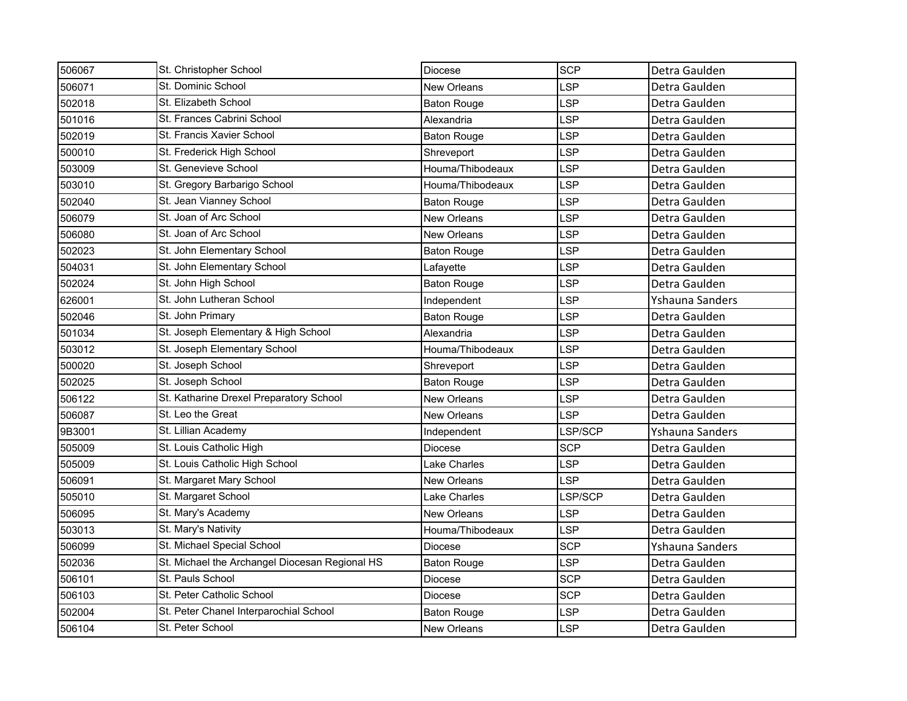| | | | | |
|---|---|---|---|---|
| 506067 | St. Christopher School | Diocese | SCP | Detra Gaulden |
| 506071 | St. Dominic School | New Orleans | LSP | Detra Gaulden |
| 502018 | St. Elizabeth School | Baton Rouge | LSP | Detra Gaulden |
| 501016 | St. Frances Cabrini School | Alexandria | LSP | Detra Gaulden |
| 502019 | St. Francis Xavier School | Baton Rouge | LSP | Detra Gaulden |
| 500010 | St. Frederick High School | Shreveport | LSP | Detra Gaulden |
| 503009 | St. Genevieve School | Houma/Thibodeaux | LSP | Detra Gaulden |
| 503010 | St. Gregory Barbarigo School | Houma/Thibodeaux | LSP | Detra Gaulden |
| 502040 | St. Jean Vianney School | Baton Rouge | LSP | Detra Gaulden |
| 506079 | St. Joan of Arc School | New Orleans | LSP | Detra Gaulden |
| 506080 | St. Joan of Arc School | New Orleans | LSP | Detra Gaulden |
| 502023 | St. John Elementary School | Baton Rouge | LSP | Detra Gaulden |
| 504031 | St. John Elementary School | Lafayette | LSP | Detra Gaulden |
| 502024 | St. John High School | Baton Rouge | LSP | Detra Gaulden |
| 626001 | St. John Lutheran School | Independent | LSP | Yshauna Sanders |
| 502046 | St. John Primary | Baton Rouge | LSP | Detra Gaulden |
| 501034 | St. Joseph Elementary & High School | Alexandria | LSP | Detra Gaulden |
| 503012 | St. Joseph Elementary School | Houma/Thibodeaux | LSP | Detra Gaulden |
| 500020 | St. Joseph School | Shreveport | LSP | Detra Gaulden |
| 502025 | St. Joseph School | Baton Rouge | LSP | Detra Gaulden |
| 506122 | St. Katharine Drexel Preparatory School | New Orleans | LSP | Detra Gaulden |
| 506087 | St. Leo the Great | New Orleans | LSP | Detra Gaulden |
| 9B3001 | St. Lillian Academy | Independent | LSP/SCP | Yshauna Sanders |
| 505009 | St. Louis Catholic High | Diocese | SCP | Detra Gaulden |
| 505009 | St. Louis Catholic High School | Lake Charles | LSP | Detra Gaulden |
| 506091 | St. Margaret Mary School | New Orleans | LSP | Detra Gaulden |
| 505010 | St. Margaret School | Lake Charles | LSP/SCP | Detra Gaulden |
| 506095 | St. Mary's Academy | New Orleans | LSP | Detra Gaulden |
| 503013 | St. Mary's Nativity | Houma/Thibodeaux | LSP | Detra Gaulden |
| 506099 | St. Michael Special School | Diocese | SCP | Yshauna Sanders |
| 502036 | St. Michael the Archangel Diocesan Regional HS | Baton Rouge | LSP | Detra Gaulden |
| 506101 | St. Pauls School | Diocese | SCP | Detra Gaulden |
| 506103 | St. Peter Catholic School | Diocese | SCP | Detra Gaulden |
| 502004 | St. Peter Chanel Interparochial School | Baton Rouge | LSP | Detra Gaulden |
| 506104 | St. Peter School | New Orleans | LSP | Detra Gaulden |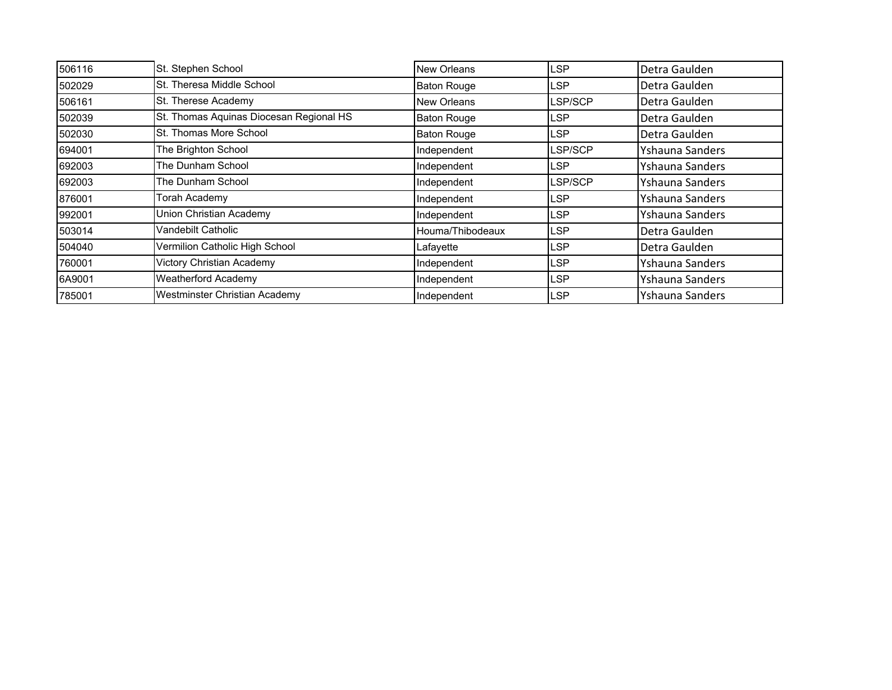| | | | | |
|---|---|---|---|---|
| 506116 | St. Stephen School | New Orleans | LSP | Detra Gaulden |
| 502029 | St. Theresa Middle School | Baton Rouge | LSP | Detra Gaulden |
| 506161 | St. Therese Academy | New Orleans | LSP/SCP | Detra Gaulden |
| 502039 | St. Thomas Aquinas Diocesan Regional HS | Baton Rouge | LSP | Detra Gaulden |
| 502030 | St. Thomas More School | Baton Rouge | LSP | Detra Gaulden |
| 694001 | The Brighton School | Independent | LSP/SCP | Yshauna Sanders |
| 692003 | The Dunham School | Independent | LSP | Yshauna Sanders |
| 692003 | The Dunham School | Independent | LSP/SCP | Yshauna Sanders |
| 876001 | Torah Academy | Independent | LSP | Yshauna Sanders |
| 992001 | Union Christian Academy | Independent | LSP | Yshauna Sanders |
| 503014 | Vandebilt Catholic | Houma/Thibodeaux | LSP | Detra Gaulden |
| 504040 | Vermilion Catholic High School | Lafayette | LSP | Detra Gaulden |
| 760001 | Victory Christian Academy | Independent | LSP | Yshauna Sanders |
| 6A9001 | Weatherford Academy | Independent | LSP | Yshauna Sanders |
| 785001 | Westminster Christian Academy | Independent | LSP | Yshauna Sanders |